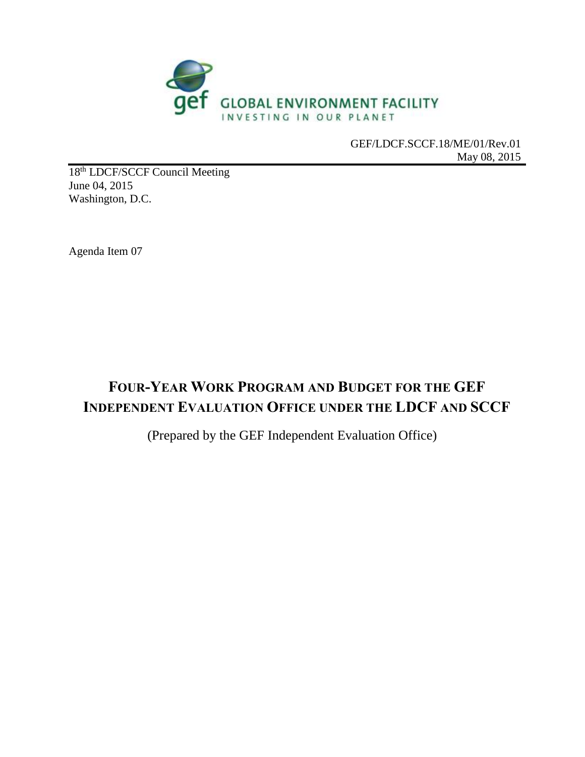GLOBAL ENVIRONMENT FACILITY
INVESTING IN OUR PLANET

GEF/LDCF.SCCF.18/ME/01/Rev.01
May 08, 2015

18th LDCF/SCCF Council Meeting
June 04, 2015
Washington, D.C.

Agenda Item 07

# FOUR-YEAR WORK PROGRAM AND BUDGET FOR THE GEF INDEPENDENT EVALUATION OFFICE UNDER THE LDCF AND SCCF

(Prepared by the GEF Independent Evaluation Office)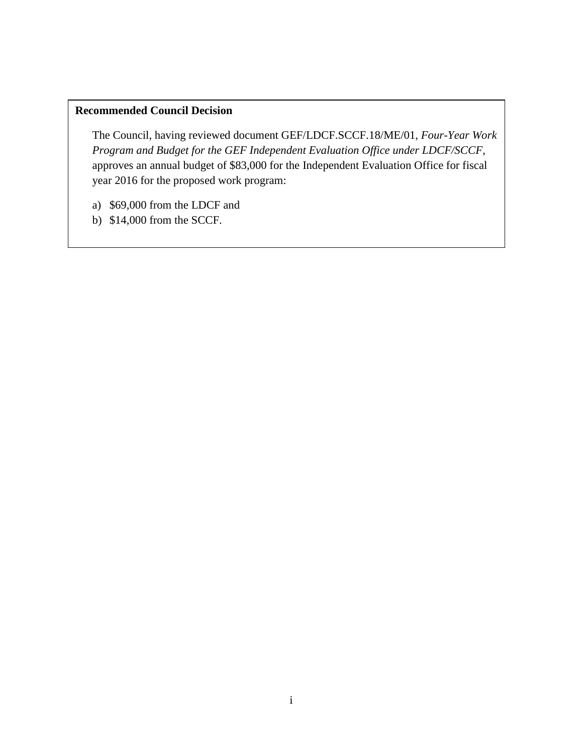**Recommended Council Decision**

The Council, having reviewed document GEF/LDCF.SCCF.18/ME/01, *Four-Year Work Program and Budget for the GEF Independent Evaluation Office under LDCF/SCCF*, approves an annual budget of $83,000 for the Independent Evaluation Office for fiscal year 2016 for the proposed work program:

a) $69,000 from the LDCF and
b) $14,000 from the SCCF.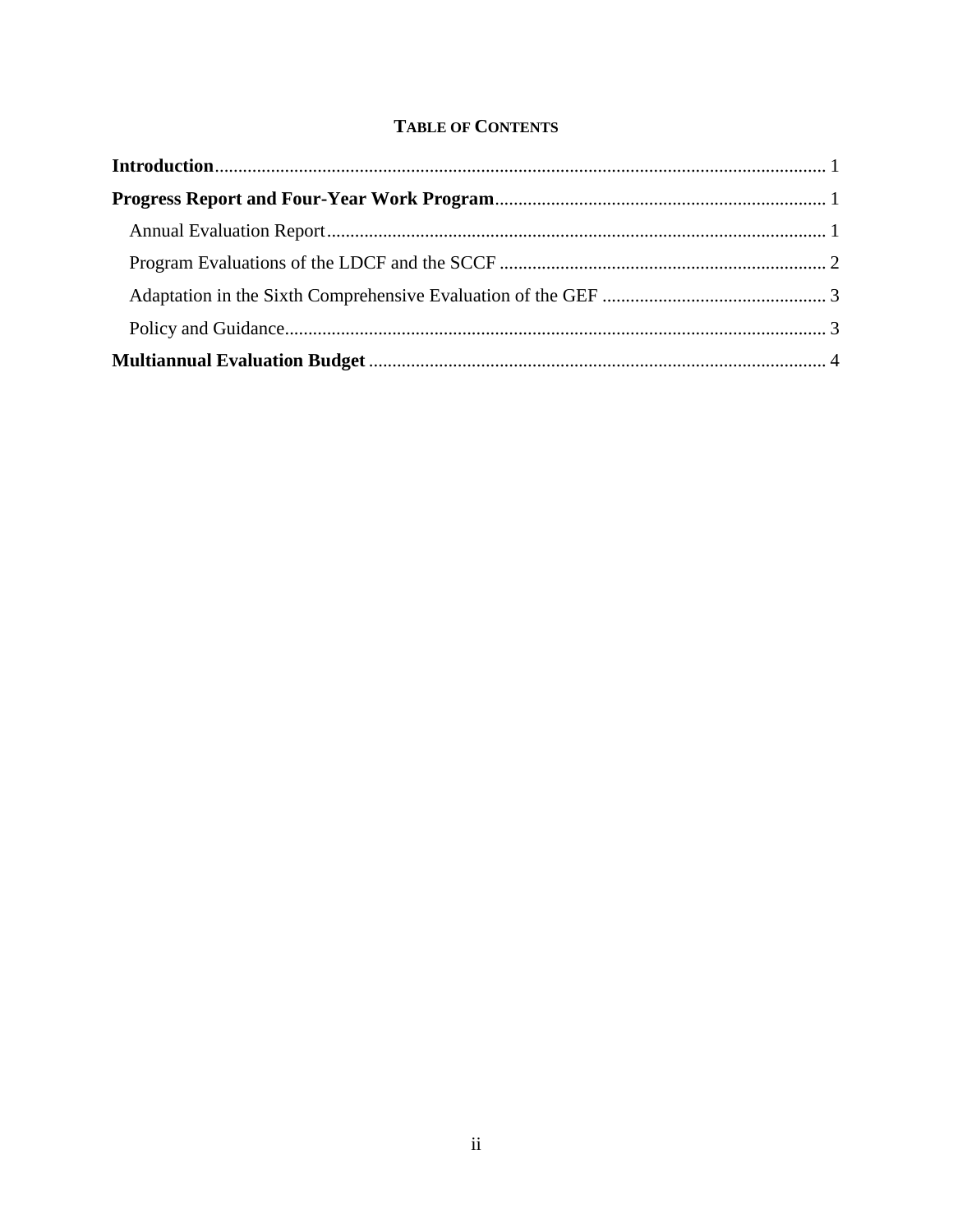# TABLE OF CONTENTS

**Introduction** .................................................................................................................. 1

**Progress Report and Four-Year Work Program** ...................................................................... 1

- Annual Evaluation Report .......................................................................................................... 1
- Program Evaluations of the LDCF and the SCCF ...................................................................... 2
- Adaptation in the Sixth Comprehensive Evaluation of the GEF ................................................ 3
- Policy and Guidance .................................................................................................................... 3

**Multiannual Evaluation Budget** .................................................................................................. 4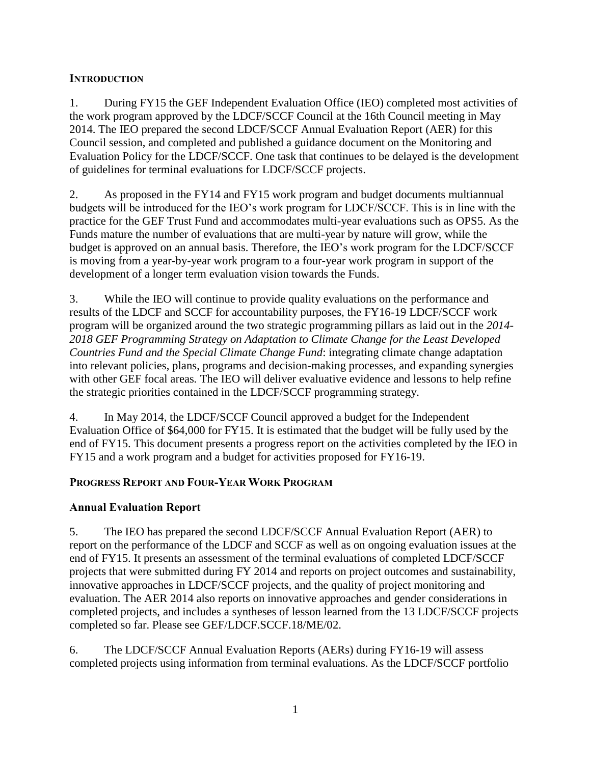## INTRODUCTION

1. During FY15 the GEF Independent Evaluation Office (IEO) completed most activities of the work program approved by the LDCF/SCCF Council at the 16th Council meeting in May 2014. The IEO prepared the second LDCF/SCCF Annual Evaluation Report (AER) for this Council session, and completed and published a guidance document on the Monitoring and Evaluation Policy for the LDCF/SCCF. One task that continues to be delayed is the development of guidelines for terminal evaluations for LDCF/SCCF projects.

2. As proposed in the FY14 and FY15 work program and budget documents multiannual budgets will be introduced for the IEO's work program for LDCF/SCCF. This is in line with the practice for the GEF Trust Fund and accommodates multi-year evaluations such as OPS5. As the Funds mature the number of evaluations that are multi-year by nature will grow, while the budget is approved on an annual basis. Therefore, the IEO's work program for the LDCF/SCCF is moving from a year-by-year work program to a four-year work program in support of the development of a longer term evaluation vision towards the Funds.

3. While the IEO will continue to provide quality evaluations on the performance and results of the LDCF and SCCF for accountability purposes, the FY16-19 LDCF/SCCF work program will be organized around the two strategic programming pillars as laid out in the *2014-2018 GEF Programming Strategy on Adaptation to Climate Change for the Least Developed Countries Fund and the Special Climate Change Fund*: integrating climate change adaptation into relevant policies, plans, programs and decision-making processes, and expanding synergies with other GEF focal areas. The IEO will deliver evaluative evidence and lessons to help refine the strategic priorities contained in the LDCF/SCCF programming strategy.

4. In May 2014, the LDCF/SCCF Council approved a budget for the Independent Evaluation Office of $64,000 for FY15. It is estimated that the budget will be fully used by the end of FY15. This document presents a progress report on the activities completed by the IEO in FY15 and a work program and a budget for activities proposed for FY16-19.

## PROGRESS REPORT AND FOUR-YEAR WORK PROGRAM

### Annual Evaluation Report

5. The IEO has prepared the second LDCF/SCCF Annual Evaluation Report (AER) to report on the performance of the LDCF and SCCF as well as on ongoing evaluation issues at the end of FY15. It presents an assessment of the terminal evaluations of completed LDCF/SCCF projects that were submitted during FY 2014 and reports on project outcomes and sustainability, innovative approaches in LDCF/SCCF projects, and the quality of project monitoring and evaluation. The AER 2014 also reports on innovative approaches and gender considerations in completed projects, and includes a syntheses of lesson learned from the 13 LDCF/SCCF projects completed so far. Please see GEF/LDCF.SCCF.18/ME/02.

6. The LDCF/SCCF Annual Evaluation Reports (AERs) during FY16-19 will assess completed projects using information from terminal evaluations. As the LDCF/SCCF portfolio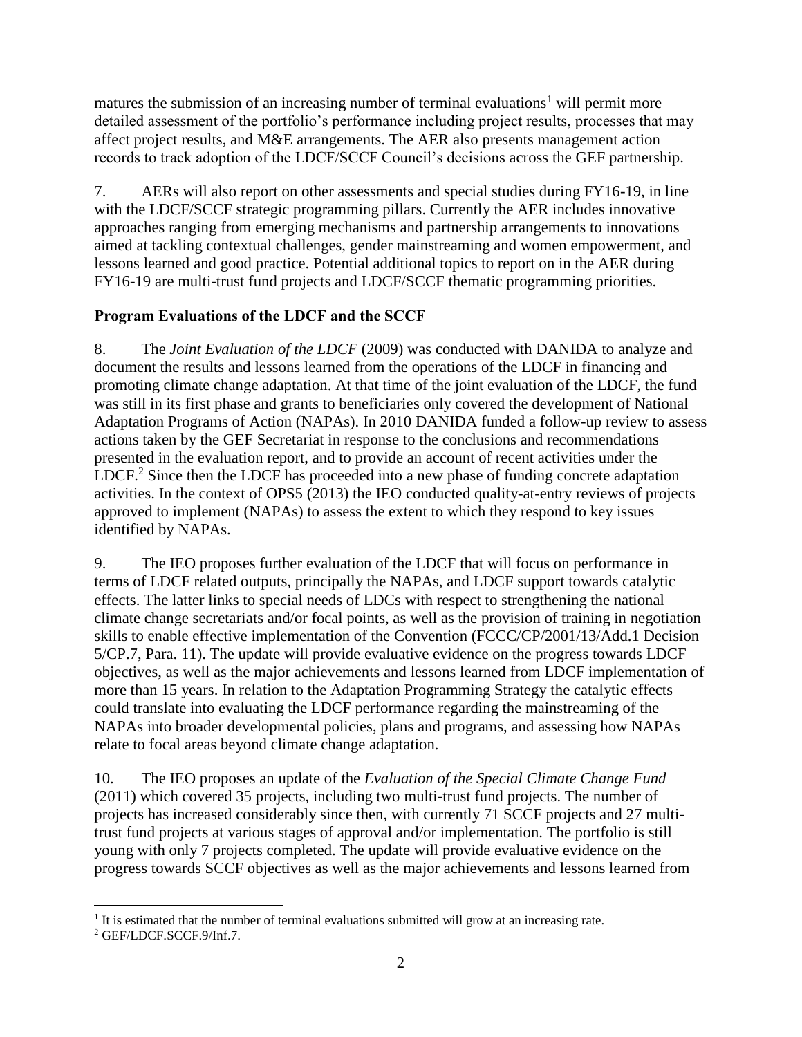matures the submission of an increasing number of terminal evaluations[1] will permit more detailed assessment of the portfolio's performance including project results, processes that may affect project results, and M&E arrangements. The AER also presents management action records to track adoption of the LDCF/SCCF Council's decisions across the GEF partnership.

7. AERs will also report on other assessments and special studies during FY16-19, in line with the LDCF/SCCF strategic programming pillars. Currently the AER includes innovative approaches ranging from emerging mechanisms and partnership arrangements to innovations aimed at tackling contextual challenges, gender mainstreaming and women empowerment, and lessons learned and good practice. Potential additional topics to report on in the AER during FY16-19 are multi-trust fund projects and LDCF/SCCF thematic programming priorities.

**Program Evaluations of the LDCF and the SCCF**

8. The *Joint Evaluation of the LDCF* (2009) was conducted with DANIDA to analyze and document the results and lessons learned from the operations of the LDCF in financing and promoting climate change adaptation. At that time of the joint evaluation of the LDCF, the fund was still in its first phase and grants to beneficiaries only covered the development of National Adaptation Programs of Action (NAPAs). In 2010 DANIDA funded a follow-up review to assess actions taken by the GEF Secretariat in response to the conclusions and recommendations presented in the evaluation report, and to provide an account of recent activities under the LDCF.[2] Since then the LDCF has proceeded into a new phase of funding concrete adaptation activities. In the context of OPS5 (2013) the IEO conducted quality-at-entry reviews of projects approved to implement (NAPAs) to assess the extent to which they respond to key issues identified by NAPAs.

9. The IEO proposes further evaluation of the LDCF that will focus on performance in terms of LDCF related outputs, principally the NAPAs, and LDCF support towards catalytic effects. The latter links to special needs of LDCs with respect to strengthening the national climate change secretariats and/or focal points, as well as the provision of training in negotiation skills to enable effective implementation of the Convention (FCCC/CP/2001/13/Add.1 Decision 5/CP.7, Para. 11). The update will provide evaluative evidence on the progress towards LDCF objectives, as well as the major achievements and lessons learned from LDCF implementation of more than 15 years. In relation to the Adaptation Programming Strategy the catalytic effects could translate into evaluating the LDCF performance regarding the mainstreaming of the NAPAs into broader developmental policies, plans and programs, and assessing how NAPAs relate to focal areas beyond climate change adaptation.

10. The IEO proposes an update of the *Evaluation of the Special Climate Change Fund* (2011) which covered 35 projects, including two multi-trust fund projects. The number of projects has increased considerably since then, with currently 71 SCCF projects and 27 multi-trust fund projects at various stages of approval and/or implementation. The portfolio is still young with only 7 projects completed. The update will provide evaluative evidence on the progress towards SCCF objectives as well as the major achievements and lessons learned from

---

[1] It is estimated that the number of terminal evaluations submitted will grow at an increasing rate.

[2] GEF/LDCF.SCCF.9/Inf.7.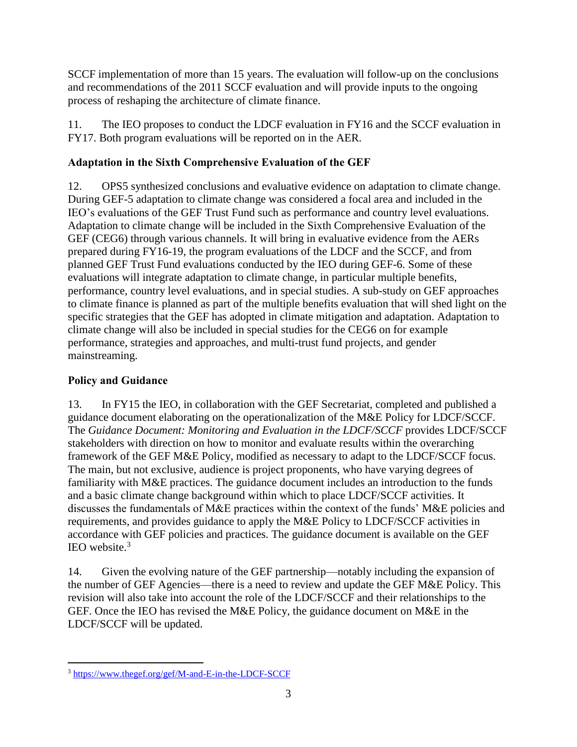SCCF implementation of more than 15 years. The evaluation will follow-up on the conclusions and recommendations of the 2011 SCCF evaluation and will provide inputs to the ongoing process of reshaping the architecture of climate finance.

11. The IEO proposes to conduct the LDCF evaluation in FY16 and the SCCF evaluation in FY17. Both program evaluations will be reported on in the AER.

**Adaptation in the Sixth Comprehensive Evaluation of the GEF**

12. OPS5 synthesized conclusions and evaluative evidence on adaptation to climate change. During GEF-5 adaptation to climate change was considered a focal area and included in the IEO's evaluations of the GEF Trust Fund such as performance and country level evaluations. Adaptation to climate change will be included in the Sixth Comprehensive Evaluation of the GEF (CEG6) through various channels. It will bring in evaluative evidence from the AERs prepared during FY16-19, the program evaluations of the LDCF and the SCCF, and from planned GEF Trust Fund evaluations conducted by the IEO during GEF-6. Some of these evaluations will integrate adaptation to climate change, in particular multiple benefits, performance, country level evaluations, and in special studies. A sub-study on GEF approaches to climate finance is planned as part of the multiple benefits evaluation that will shed light on the specific strategies that the GEF has adopted in climate mitigation and adaptation. Adaptation to climate change will also be included in special studies for the CEG6 on for example performance, strategies and approaches, and multi-trust fund projects, and gender mainstreaming.

**Policy and Guidance**

13. In FY15 the IEO, in collaboration with the GEF Secretariat, completed and published a guidance document elaborating on the operationalization of the M&E Policy for LDCF/SCCF. The *Guidance Document: Monitoring and Evaluation in the LDCF/SCCF* provides LDCF/SCCF stakeholders with direction on how to monitor and evaluate results within the overarching framework of the GEF M&E Policy, modified as necessary to adapt to the LDCF/SCCF focus. The main, but not exclusive, audience is project proponents, who have varying degrees of familiarity with M&E practices. The guidance document includes an introduction to the funds and a basic climate change background within which to place LDCF/SCCF activities. It discusses the fundamentals of M&E practices within the context of the funds' M&E policies and requirements, and provides guidance to apply the M&E Policy to LDCF/SCCF activities in accordance with GEF policies and practices. The guidance document is available on the GEF IEO website.[3]

14. Given the evolving nature of the GEF partnership—notably including the expansion of the number of GEF Agencies—there is a need to review and update the GEF M&E Policy. This revision will also take into account the role of the LDCF/SCCF and their relationships to the GEF. Once the IEO has revised the M&E Policy, the guidance document on M&E in the LDCF/SCCF will be updated.

---

[3] https://www.thegef.org/gef/M-and-E-in-the-LDCF-SCCF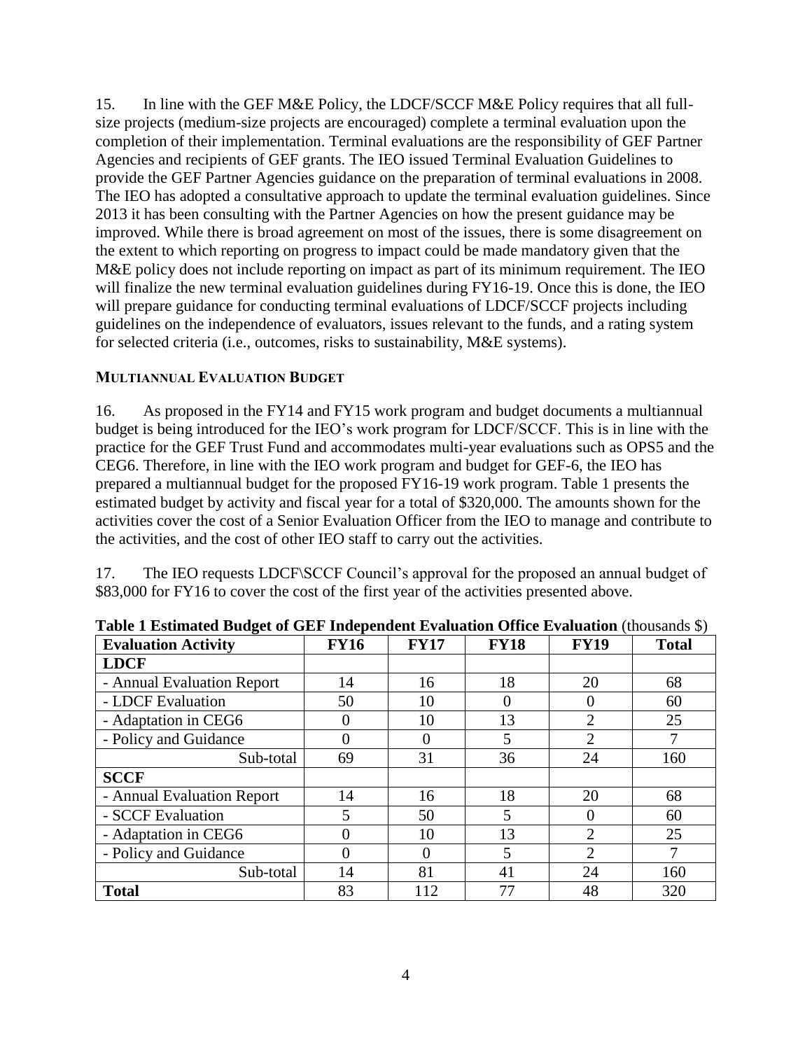15. In line with the GEF M&E Policy, the LDCF/SCCF M&E Policy requires that all full-size projects (medium-size projects are encouraged) complete a terminal evaluation upon the completion of their implementation. Terminal evaluations are the responsibility of GEF Partner Agencies and recipients of GEF grants. The IEO issued Terminal Evaluation Guidelines to provide the GEF Partner Agencies guidance on the preparation of terminal evaluations in 2008. The IEO has adopted a consultative approach to update the terminal evaluation guidelines. Since 2013 it has been consulting with the Partner Agencies on how the present guidance may be improved. While there is broad agreement on most of the issues, there is some disagreement on the extent to which reporting on progress to impact could be made mandatory given that the M&E policy does not include reporting on impact as part of its minimum requirement. The IEO will finalize the new terminal evaluation guidelines during FY16-19. Once this is done, the IEO will prepare guidance for conducting terminal evaluations of LDCF/SCCF projects including guidelines on the independence of evaluators, issues relevant to the funds, and a rating system for selected criteria (i.e., outcomes, risks to sustainability, M&E systems).

### MULTIANNUAL EVALUATION BUDGET

16. As proposed in the FY14 and FY15 work program and budget documents a multiannual budget is being introduced for the IEO's work program for LDCF/SCCF. This is in line with the practice for the GEF Trust Fund and accommodates multi-year evaluations such as OPS5 and the CEG6. Therefore, in line with the IEO work program and budget for GEF-6, the IEO has prepared a multiannual budget for the proposed FY16-19 work program. Table 1 presents the estimated budget by activity and fiscal year for a total of $320,000. The amounts shown for the activities cover the cost of a Senior Evaluation Officer from the IEO to manage and contribute to the activities, and the cost of other IEO staff to carry out the activities.

17. The IEO requests LDCF\SCCF Council's approval for the proposed an annual budget of $83,000 for FY16 to cover the cost of the first year of the activities presented above.

**Table 1 Estimated Budget of GEF Independent Evaluation Office Evaluation** (thousands $)

| Evaluation Activity | FY16 | FY17 | FY18 | FY19 | Total |
|---|---|---|---|---|---|
| **LDCF** | | | | | |
| - Annual Evaluation Report | 14 | 16 | 18 | 20 | 68 |
| - LDCF Evaluation | 50 | 10 | 0 | 0 | 60 |
| - Adaptation in CEG6 | 0 | 10 | 13 | 2 | 25 |
| - Policy and Guidance | 0 | 0 | 5 | 2 | 7 |
| Sub-total | 69 | 31 | 36 | 24 | 160 |
| **SCCF** | | | | | |
| - Annual Evaluation Report | 14 | 16 | 18 | 20 | 68 |
| - SCCF Evaluation | 5 | 50 | 5 | 0 | 60 |
| - Adaptation in CEG6 | 0 | 10 | 13 | 2 | 25 |
| - Policy and Guidance | 0 | 0 | 5 | 2 | 7 |
| Sub-total | 14 | 81 | 41 | 24 | 160 |
| **Total** | 83 | 112 | 77 | 48 | 320 |